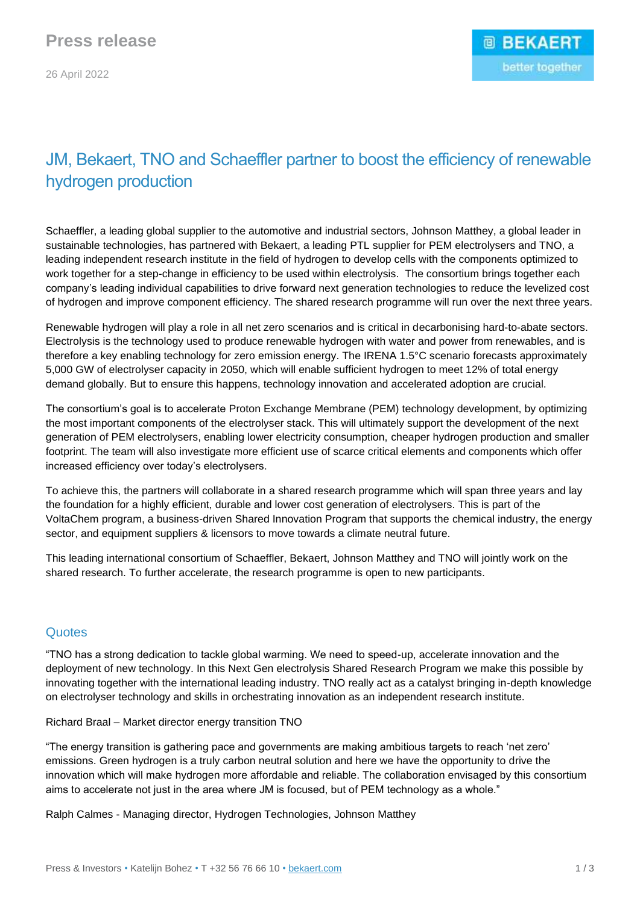# Press release

26 April 2022

## JM, Bekaert, TNO and Schaeffler partner to boost the efficiency of renewable hydrogen production

Schaeffler, a leading global supplier to the automotive and industrial sectors, Johnson Matthey, a global leader in sustainable technologies, has partnered with Bekaert, a leading PTL supplier for PEM electrolysers and TNO, a leading independent research institute in the field of hydrogen to develop cells with the components optimized to work together for a step-change in efficiency to be used within electrolysis. The consortium brings together each company's leading individual capabilities to drive forward next generation technologies to reduce the levelized cost of hydrogen and improve component efficiency. The shared research programme will run over the next three years.

Renewable hydrogen will play a role in all net zero scenarios and is critical in decarbonising hard-to-abate sectors. Electrolysis is the technology used to produce renewable hydrogen with water and power from renewables, and is therefore a key enabling technology for zero emission energy. The IRENA 1.5°C scenario forecasts approximately 5,000 GW of electrolyser capacity in 2050, which will enable sufficient hydrogen to meet 12% of total energy demand globally. But to ensure this happens, technology innovation and accelerated adoption are crucial.

The consortium's goal is to accelerate Proton Exchange Membrane (PEM) technology development, by optimizing the most important components of the electrolyser stack. This will ultimately support the development of the next generation of PEM electrolysers, enabling lower electricity consumption, cheaper hydrogen production and smaller footprint. The team will also investigate more efficient use of scarce critical elements and components which offer increased efficiency over today's electrolysers.

To achieve this, the partners will collaborate in a shared research programme which will span three years and lay the foundation for a highly efficient, durable and lower cost generation of electrolysers. This is part of the VoltaChem program, a business-driven Shared Innovation Program that supports the chemical industry, the energy sector, and equipment suppliers & licensors to move towards a climate neutral future.

This leading international consortium of Schaeffler, Bekaert, Johnson Matthey and TNO will jointly work on the shared research. To further accelerate, the research programme is open to new participants.

### Quotes

"TNO has a strong dedication to tackle global warming. We need to speed-up, accelerate innovation and the deployment of new technology. In this Next Gen electrolysis Shared Research Program we make this possible by innovating together with the international leading industry. TNO really act as a catalyst bringing in-depth knowledge on electrolyser technology and skills in orchestrating innovation as an independent research institute.

Richard Braal – Market director energy transition TNO

"The energy transition is gathering pace and governments are making ambitious targets to reach 'net zero' emissions. Green hydrogen is a truly carbon neutral solution and here we have the opportunity to drive the innovation which will make hydrogen more affordable and reliable. The collaboration envisaged by this consortium aims to accelerate not just in the area where JM is focused, but of PEM technology as a whole."

Ralph Calmes - Managing director, Hydrogen Technologies, Johnson Matthey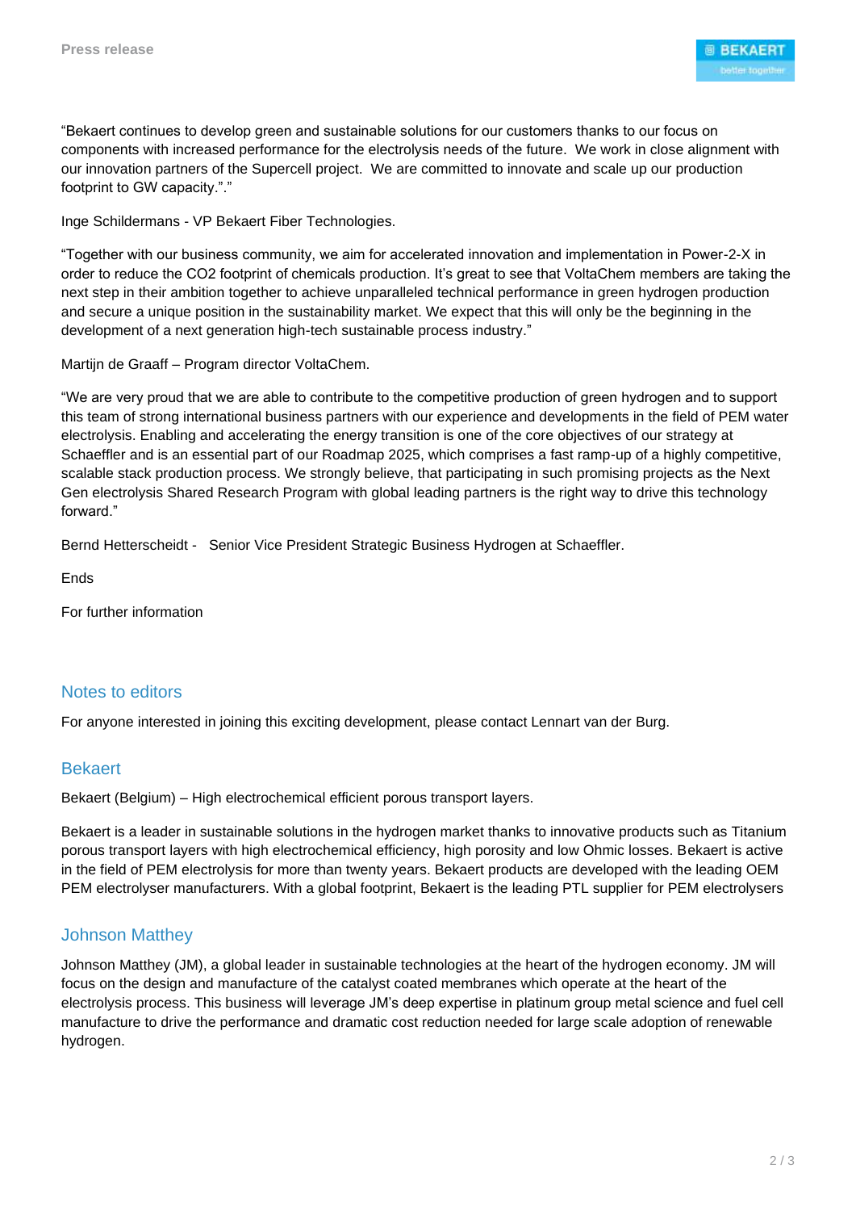"Bekaert continues to develop green and sustainable solutions for our customers thanks to our focus on components with increased performance for the electrolysis needs of the future.  We work in close alignment with our innovation partners of the Supercell project.  We are committed to innovate and scale up our production footprint to GW capacity."."

Inge Schildermans - VP Bekaert Fiber Technologies.

"Together with our business community, we aim for accelerated innovation and implementation in Power-2-X in order to reduce the CO2 footprint of chemicals production. It's great to see that VoltaChem members are taking the next step in their ambition together to achieve unparalleled technical performance in green hydrogen production and secure a unique position in the sustainability market. We expect that this will only be the beginning in the development of a next generation high-tech sustainable process industry."

Martijn de Graaff – Program director VoltaChem.

"We are very proud that we are able to contribute to the competitive production of green hydrogen and to support this team of strong international business partners with our experience and developments in the field of PEM water electrolysis. Enabling and accelerating the energy transition is one of the core objectives of our strategy at Schaeffler and is an essential part of our Roadmap 2025, which comprises a fast ramp-up of a highly competitive, scalable stack production process. We strongly believe, that participating in such promising projects as the Next Gen electrolysis Shared Research Program with global leading partners is the right way to drive this technology forward."

Bernd Hetterscheidt -   Senior Vice President Strategic Business Hydrogen at Schaeffler.

Ends

For further information

## Notes to editors

For anyone interested in joining this exciting development, please contact Lennart van der Burg.

## Bekaert

Bekaert (Belgium) – High electrochemical efficient porous transport layers.

Bekaert is a leader in sustainable solutions in the hydrogen market thanks to innovative products such as Titanium porous transport layers with high electrochemical efficiency, high porosity and low Ohmic losses. Bekaert is active in the field of PEM electrolysis for more than twenty years. Bekaert products are developed with the leading OEM PEM electrolyser manufacturers. With a global footprint, Bekaert is the leading PTL supplier for PEM electrolysers

## Johnson Matthey

Johnson Matthey (JM), a global leader in sustainable technologies at the heart of the hydrogen economy. JM will focus on the design and manufacture of the catalyst coated membranes which operate at the heart of the electrolysis process. This business will leverage JM's deep expertise in platinum group metal science and fuel cell manufacture to drive the performance and dramatic cost reduction needed for large scale adoption of renewable hydrogen.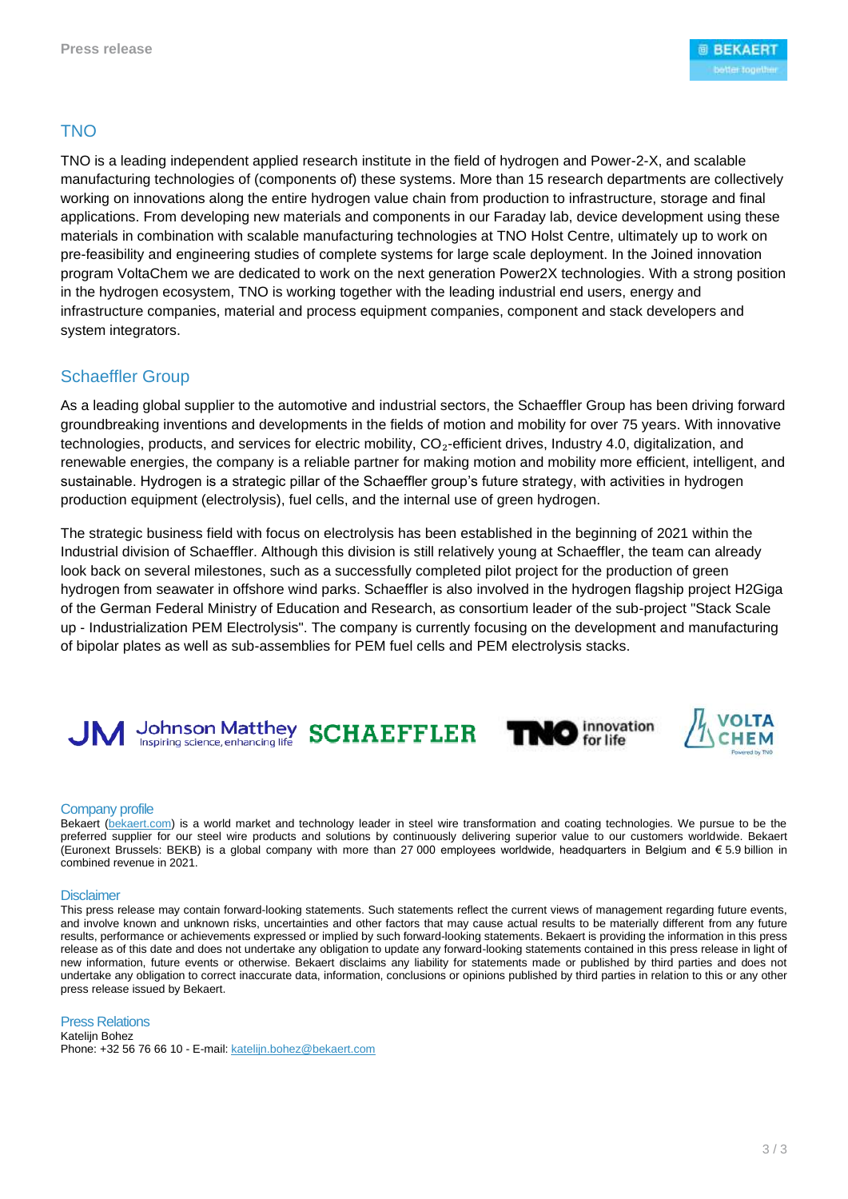## TNO

TNO is a leading independent applied research institute in the field of hydrogen and Power-2-X, and scalable manufacturing technologies of (components of) these systems. More than 15 research departments are collectively working on innovations along the entire hydrogen value chain from production to infrastructure, storage and final applications. From developing new materials and components in our Faraday lab, device development using these materials in combination with scalable manufacturing technologies at TNO Holst Centre, ultimately up to work on pre-feasibility and engineering studies of complete systems for large scale deployment. In the Joined innovation program VoltaChem we are dedicated to work on the next generation Power2X technologies. With a strong position in the hydrogen ecosystem, TNO is working together with the leading industrial end users, energy and infrastructure companies, material and process equipment companies, component and stack developers and system integrators.

## Schaeffler Group

As a leading global supplier to the automotive and industrial sectors, the Schaeffler Group has been driving forward groundbreaking inventions and developments in the fields of motion and mobility for over 75 years. With innovative technologies, products, and services for electric mobility, $CO_2$-efficient drives, Industry 4.0, digitalization, and renewable energies, the company is a reliable partner for making motion and mobility more efficient, intelligent, and sustainable. Hydrogen is a strategic pillar of the Schaeffler group's future strategy, with activities in hydrogen production equipment (electrolysis), fuel cells, and the internal use of green hydrogen.

The strategic business field with focus on electrolysis has been established in the beginning of 2021 within the Industrial division of Schaeffler. Although this division is still relatively young at Schaeffler, the team can already look back on several milestones, such as a successfully completed pilot project for the production of green hydrogen from seawater in offshore wind parks. Schaeffler is also involved in the hydrogen flagship project H2Giga of the German Federal Ministry of Education and Research, as consortium leader of the sub-project "Stack Scale up - Industrialization PEM Electrolysis". The company is currently focusing on the development and manufacturing of bipolar plates as well as sub-assemblies for PEM fuel cells and PEM electrolysis stacks.

JM Johnson Matthey Inspiring science, enhancing life SCHAEFFLER TNO innovation for life VOLTA CHEM Powered by TNO

### Company profile

Bekaert (bekaert.com) is a world market and technology leader in steel wire transformation and coating technologies. We pursue to be the preferred supplier for our steel wire products and solutions by continuously delivering superior value to our customers worldwide. Bekaert (Euronext Brussels: BEKB) is a global company with more than 27 000 employees worldwide, headquarters in Belgium and € 5.9 billion in combined revenue in 2021.

### Disclaimer

This press release may contain forward-looking statements. Such statements reflect the current views of management regarding future events, and involve known and unknown risks, uncertainties and other factors that may cause actual results to be materially different from any future results, performance or achievements expressed or implied by such forward-looking statements. Bekaert is providing the information in this press release as of this date and does not undertake any obligation to update any forward-looking statements contained in this press release in light of new information, future events or otherwise. Bekaert disclaims any liability for statements made or published by third parties and does not undertake any obligation to correct inaccurate data, information, conclusions or opinions published by third parties in relation to this or any other press release issued by Bekaert.

### Press Relations

Katelijn Bohez
Phone: +32 56 76 66 10 - E-mail: katelijn.bohez@bekaert.com